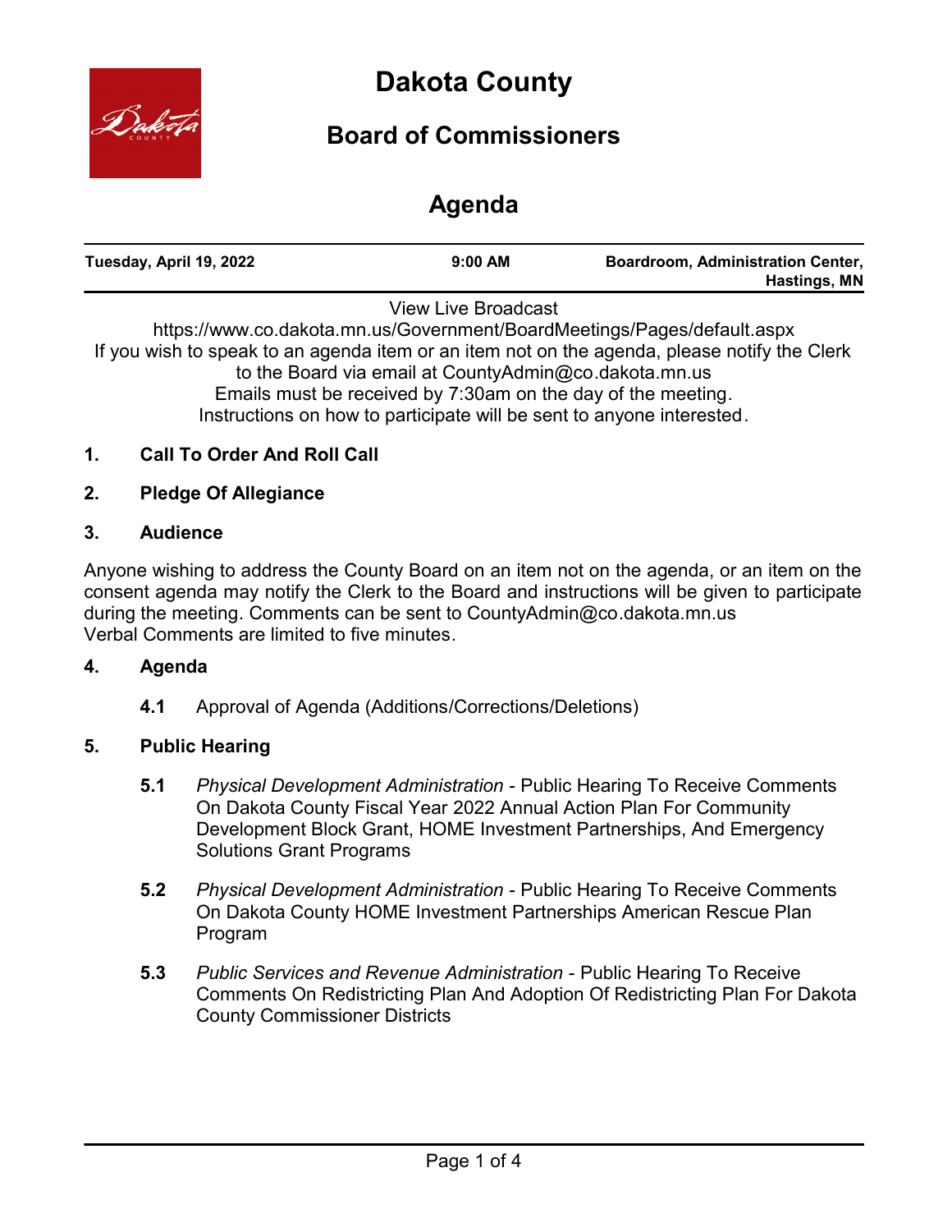# Dakota County

## Board of Commissioners

## Agenda

| Tuesday, April 19, 2022 | 9:00 AM | Boardroom, Administration Center, Hastings, MN |
|---|---|---|

View Live Broadcast
https://www.co.dakota.mn.us/Government/BoardMeetings/Pages/default.aspx
If you wish to speak to an agenda item or an item not on the agenda, please notify the Clerk to the Board via email at CountyAdmin@co.dakota.mn.us
Emails must be received by 7:30am on the day of the meeting.
Instructions on how to participate will be sent to anyone interested.

### 1. Call To Order And Roll Call

### 2. Pledge Of Allegiance

### 3. Audience

Anyone wishing to address the County Board on an item not on the agenda, or an item on the consent agenda may notify the Clerk to the Board and instructions will be given to participate during the meeting. Comments can be sent to CountyAdmin@co.dakota.mn.us
Verbal Comments are limited to five minutes.

### 4. Agenda

**4.1** Approval of Agenda (Additions/Corrections/Deletions)

### 5. Public Hearing

**5.1** *Physical Development Administration* - Public Hearing To Receive Comments On Dakota County Fiscal Year 2022 Annual Action Plan For Community Development Block Grant, HOME Investment Partnerships, And Emergency Solutions Grant Programs

**5.2** *Physical Development Administration* - Public Hearing To Receive Comments On Dakota County HOME Investment Partnerships American Rescue Plan Program

**5.3** *Public Services and Revenue Administration* - Public Hearing To Receive Comments On Redistricting Plan And Adoption Of Redistricting Plan For Dakota County Commissioner Districts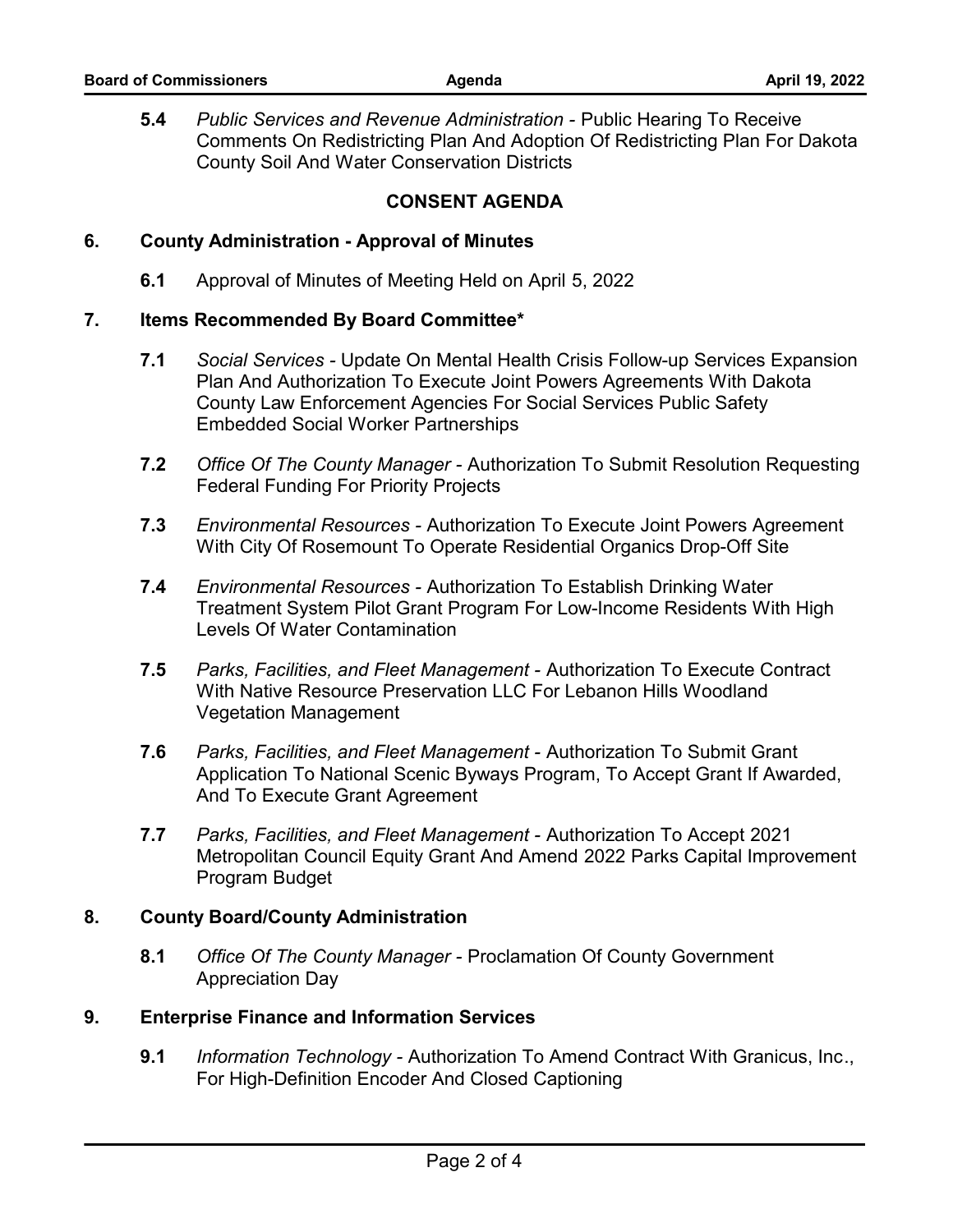**5.4** *Public Services and Revenue Administration* - Public Hearing To Receive Comments On Redistricting Plan And Adoption Of Redistricting Plan For Dakota County Soil And Water Conservation Districts

## CONSENT AGENDA

## 6. County Administration - Approval of Minutes

**6.1** Approval of Minutes of Meeting Held on April 5, 2022

## 7. Items Recommended By Board Committee*

**7.1** *Social Services* - Update On Mental Health Crisis Follow-up Services Expansion Plan And Authorization To Execute Joint Powers Agreements With Dakota County Law Enforcement Agencies For Social Services Public Safety Embedded Social Worker Partnerships

**7.2** *Office Of The County Manager* - Authorization To Submit Resolution Requesting Federal Funding For Priority Projects

**7.3** *Environmental Resources* - Authorization To Execute Joint Powers Agreement With City Of Rosemount To Operate Residential Organics Drop-Off Site

**7.4** *Environmental Resources* - Authorization To Establish Drinking Water Treatment System Pilot Grant Program For Low-Income Residents With High Levels Of Water Contamination

**7.5** *Parks, Facilities, and Fleet Management* - Authorization To Execute Contract With Native Resource Preservation LLC For Lebanon Hills Woodland Vegetation Management

**7.6** *Parks, Facilities, and Fleet Management* - Authorization To Submit Grant Application To National Scenic Byways Program, To Accept Grant If Awarded, And To Execute Grant Agreement

**7.7** *Parks, Facilities, and Fleet Management* - Authorization To Accept 2021 Metropolitan Council Equity Grant And Amend 2022 Parks Capital Improvement Program Budget

## 8. County Board/County Administration

**8.1** *Office Of The County Manager* - Proclamation Of County Government Appreciation Day

## 9. Enterprise Finance and Information Services

**9.1** *Information Technology* - Authorization To Amend Contract With Granicus, Inc., For High-Definition Encoder And Closed Captioning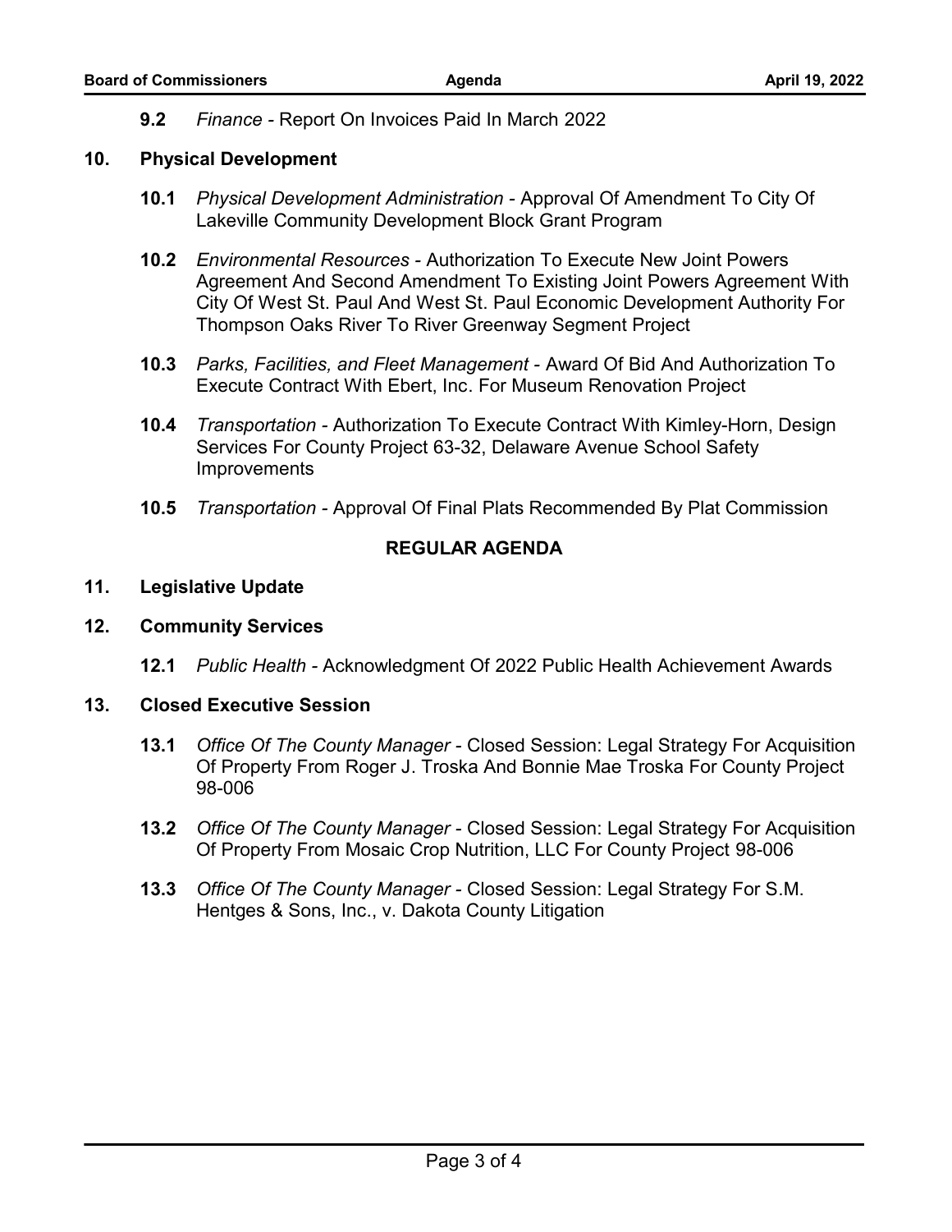**9.2** *Finance* - Report On Invoices Paid In March 2022

## 10. Physical Development

**10.1** *Physical Development Administration* - Approval Of Amendment To City Of Lakeville Community Development Block Grant Program

**10.2** *Environmental Resources* - Authorization To Execute New Joint Powers Agreement And Second Amendment To Existing Joint Powers Agreement With City Of West St. Paul And West St. Paul Economic Development Authority For Thompson Oaks River To River Greenway Segment Project

**10.3** *Parks, Facilities, and Fleet Management* - Award Of Bid And Authorization To Execute Contract With Ebert, Inc. For Museum Renovation Project

**10.4** *Transportation* - Authorization To Execute Contract With Kimley-Horn, Design Services For County Project 63-32, Delaware Avenue School Safety Improvements

**10.5** *Transportation* - Approval Of Final Plats Recommended By Plat Commission

# REGULAR AGENDA

## 11. Legislative Update

## 12. Community Services

**12.1** *Public Health* - Acknowledgment Of 2022 Public Health Achievement Awards

## 13. Closed Executive Session

**13.1** *Office Of The County Manager* - Closed Session: Legal Strategy For Acquisition Of Property From Roger J. Troska And Bonnie Mae Troska For County Project 98-006

**13.2** *Office Of The County Manager* - Closed Session: Legal Strategy For Acquisition Of Property From Mosaic Crop Nutrition, LLC For County Project 98-006

**13.3** *Office Of The County Manager* - Closed Session: Legal Strategy For S.M. Hentges & Sons, Inc., v. Dakota County Litigation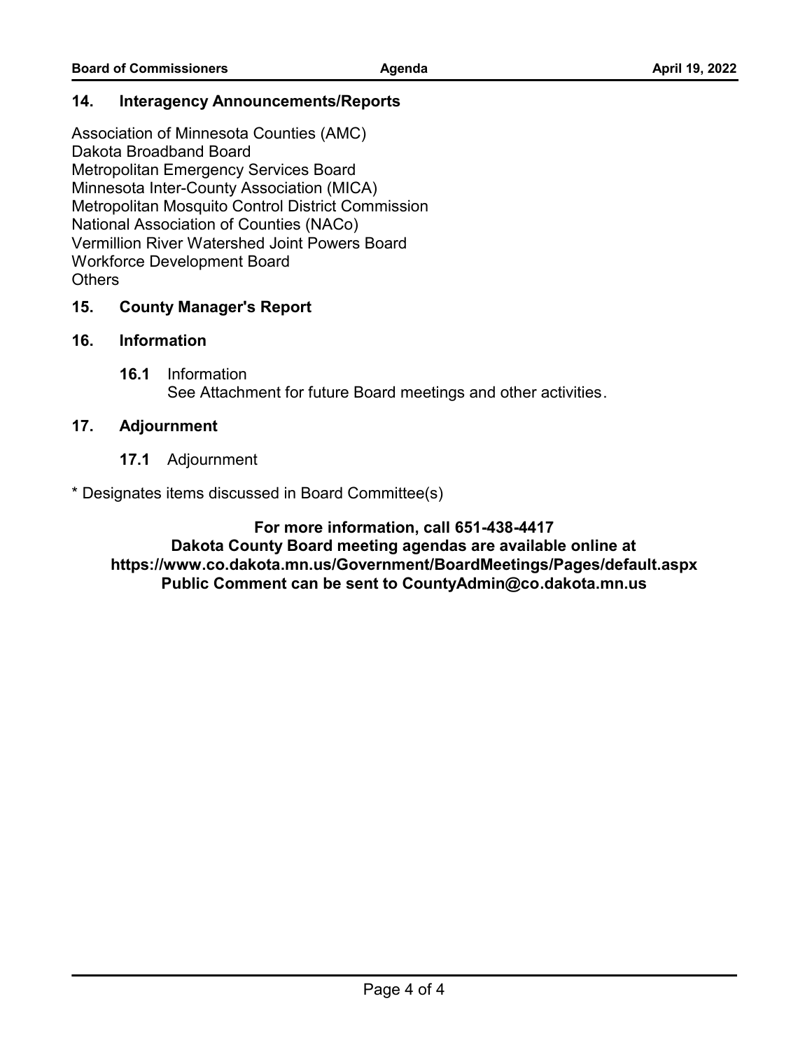## 14. Interagency Announcements/Reports

Association of Minnesota Counties (AMC)
Dakota Broadband Board
Metropolitan Emergency Services Board
Minnesota Inter-County Association (MICA)
Metropolitan Mosquito Control District Commission
National Association of Counties (NACo)
Vermillion River Watershed Joint Powers Board
Workforce Development Board
Others

## 15. County Manager's Report

## 16. Information

**16.1** Information
See Attachment for future Board meetings and other activities.

## 17. Adjournment

**17.1** Adjournment

* Designates items discussed in Board Committee(s)

**For more information, call 651-438-4417**
**Dakota County Board meeting agendas are available online at**
**https://www.co.dakota.mn.us/Government/BoardMeetings/Pages/default.aspx**
**Public Comment can be sent to CountyAdmin@co.dakota.mn.us**